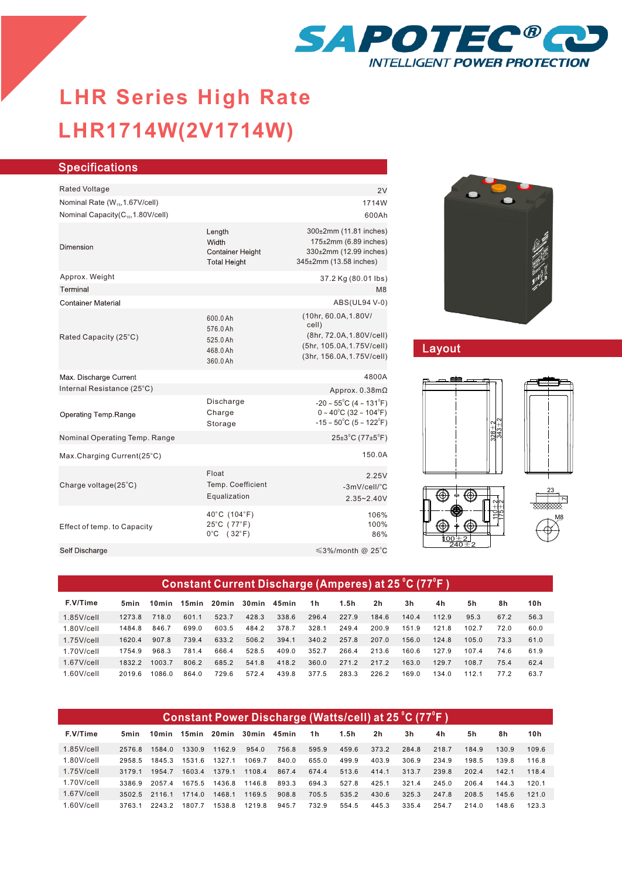SAPOTEC®

INTELLIGENT POWER PROTECTION

# LHR Series High Rate

# LHR1714W(2V1714W)

## Specifications

| | | |
|---|---|---|
| Rated Voltage | | 2V |
| Nominal Rate ($W_{15}$,1.67V/cell) | | 1714W |
| Nominal Capacity($C_{10}$,1.80V/cell) | | 600Ah |
| Dimension | Length | 300±2mm (11.81 inches) |
| | Width | 175±2mm (6.89 inches) |
| | Container Height | 330±2mm (12.99 inches) |
| | Total Height | 345±2mm (13.58 inches) |
| Approx. Weight | | 37.2 Kg (80.01 lbs) |
| Terminal | | M8 |
| Container Material | | ABS(UL94 V-0) |
| Rated Capacity (25°C) | 600.0Ah | (10hr, 60.0A,1.80V/cell) |
| | 576.0Ah | (8hr, 72.0A,1.80V/cell) |
| | 525.0Ah | (5hr, 105.0A,1.75V/cell) |
| | 468.0Ah | (3hr, 156.0A,1.75V/cell) |
| | 360.0Ah | |
| Max. Discharge Current | | 4800A |
| Internal Resistance (25°C) | | Approx. 0.38mΩ |
| Operating Temp.Range | Discharge | -20 ~ 55°C (4 ~ 131°F) |
| | Charge | 0 ~ 40°C (32 ~ 104°F) |
| | Storage | -15 ~ 50°C (5 ~ 122°F) |
| Nominal Operating Temp. Range | | 25±3°C (77±5°F) |
| Max.Charging Current(25°C) | | 150.0A |
| Charge voltage(25°C) | Float | 2.25V |
| | Temp. Coefficient | -3mV/cell/°C |
| | Equalization | 2.35~2.40V |
| Effect of temp. to Capacity | 40°C (104°F) | 106% |
| | 25°C (77°F) | 100% |
| | 0°C (32°F) | 86% |
| Self Discharge | | ≤3%/month @ 25°C |

## Layout

328±2
343±2
110±2
175±2
100±2
240±2
23
7
M8

## Constant Current Discharge (Amperes) at 25°C (77°F)

| F.V/Time | 5min | 10min | 15min | 20min | 30min | 45min | 1h | 1.5h | 2h | 3h | 4h | 5h | 8h | 10h |
|---|---|---|---|---|---|---|---|---|---|---|---|---|---|---|
| 1.85V/cell | 1273.8 | 718.0 | 601.1 | 523.7 | 428.3 | 338.6 | 296.4 | 227.9 | 184.6 | 140.4 | 112.9 | 95.3 | 67.2 | 56.3 |
| 1.80V/cell | 1484.8 | 846.7 | 699.0 | 603.5 | 484.2 | 378.7 | 328.1 | 249.4 | 200.9 | 151.9 | 121.8 | 102.7 | 72.0 | 60.0 |
| 1.75V/cell | 1620.4 | 907.8 | 739.4 | 633.2 | 506.2 | 394.1 | 340.2 | 257.8 | 207.0 | 156.0 | 124.8 | 105.0 | 73.3 | 61.0 |
| 1.70V/cell | 1754.9 | 968.3 | 781.4 | 666.4 | 528.5 | 409.0 | 352.7 | 266.4 | 213.6 | 160.6 | 127.9 | 107.4 | 74.6 | 61.9 |
| 1.67V/cell | 1832.2 | 1003.7 | 806.2 | 685.2 | 541.8 | 418.2 | 360.0 | 271.2 | 217.2 | 163.0 | 129.7 | 108.7 | 75.4 | 62.4 |
| 1.60V/cell | 2019.6 | 1086.0 | 864.0 | 729.6 | 572.4 | 439.8 | 377.5 | 283.3 | 226.2 | 169.0 | 134.0 | 112.1 | 77.2 | 63.7 |

## Constant Power Discharge (Watts/cell) at 25°C (77°F)

| F.V/Time | 5min | 10min | 15min | 20min | 30min | 45min | 1h | 1.5h | 2h | 3h | 4h | 5h | 8h | 10h |
|---|---|---|---|---|---|---|---|---|---|---|---|---|---|---|
| 1.85V/cell | 2576.8 | 1584.0 | 1330.9 | 1162.9 | 954.0 | 756.8 | 595.9 | 459.6 | 373.2 | 284.8 | 218.7 | 184.9 | 130.9 | 109.6 |
| 1.80V/cell | 2958.5 | 1845.3 | 1531.6 | 1327.1 | 1069.7 | 840.0 | 655.0 | 499.9 | 403.9 | 306.9 | 234.9 | 198.5 | 139.8 | 116.8 |
| 1.75V/cell | 3179.1 | 1954.7 | 1603.4 | 1379.1 | 1108.4 | 867.4 | 674.4 | 513.6 | 414.1 | 313.7 | 239.8 | 202.4 | 142.1 | 118.4 |
| 1.70V/cell | 3386.9 | 2057.4 | 1675.5 | 1436.8 | 1146.8 | 893.3 | 694.3 | 527.8 | 425.1 | 321.4 | 245.0 | 206.4 | 144.3 | 120.1 |
| 1.67V/cell | 3502.5 | 2116.1 | 1714.0 | 1468.1 | 1169.5 | 908.8 | 705.5 | 535.2 | 430.6 | 325.3 | 247.8 | 208.5 | 145.6 | 121.0 |
| 1.60V/cell | 3763.1 | 2243.2 | 1807.7 | 1538.8 | 1219.8 | 945.7 | 732.9 | 554.5 | 445.3 | 335.4 | 254.7 | 214.0 | 148.6 | 123.3 |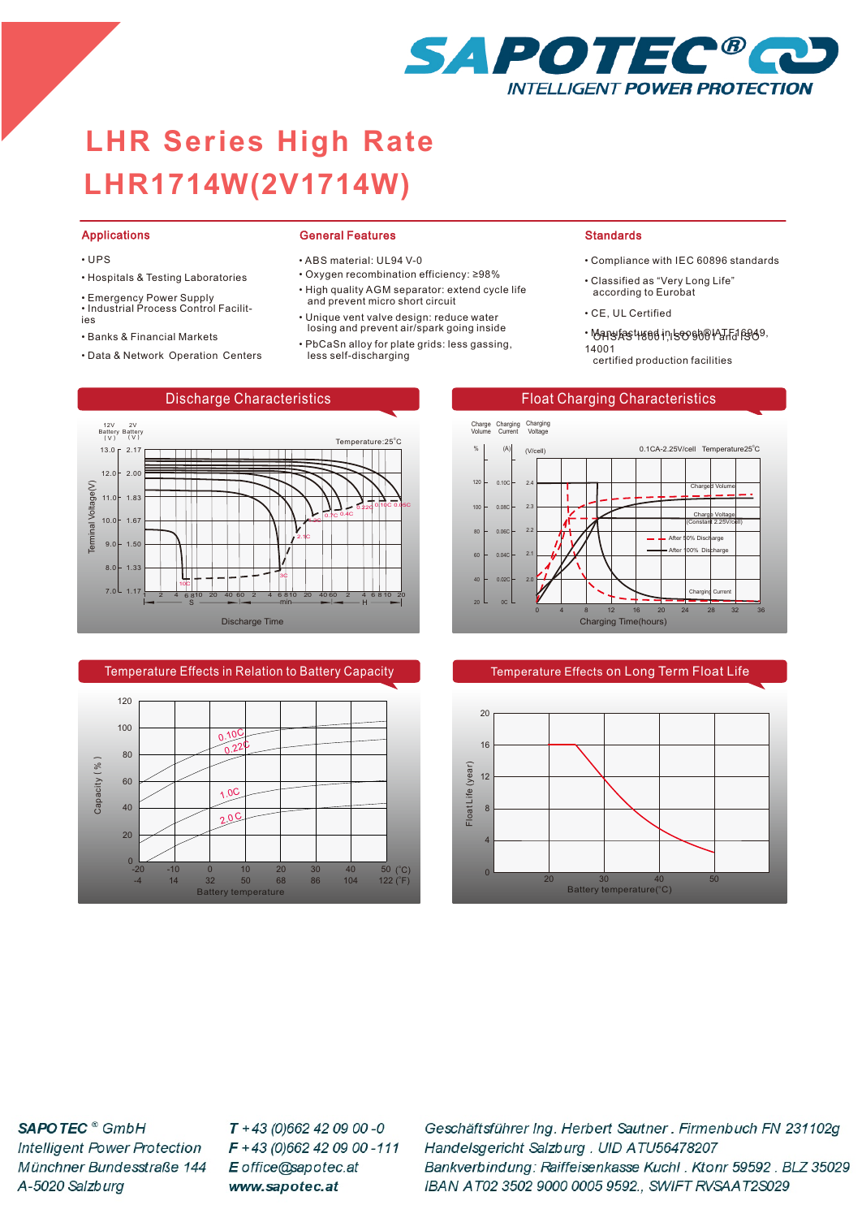SAPOTEC®

INTELLIGENT POWER PROTECTION

# LHR Series High Rate

# LHR1714W(2V1714W)

### Applications

- UPS
- Hospitals & Testing Laboratories
- Emergency Power Supply
- Industrial Process Control Facilit- ies
- Banks & Financial Markets
- Data & Network Operation Centers

### General Features

- ABS material: UL94 V-0
- Oxygen recombination efficiency: ≥98%
- High quality AGM separator: extend cycle life and prevent micro short circuit
- Unique vent valve design: reduce water losing and prevent air/spark going inside
- PbCaSn alloy for plate grids: less gassing, less self-discharging

### Standards

- Compliance with IEC 60896 standards
- Classified as "Very Long Life" according to Eurobat
- CE, UL Certified
- Manufactured in Leoch®IATF16949, OHSAS 18001, ISO 9001 and ISO 14001 certified production facilities

## Discharge Characteristics

12V Battery (V)
2V Battery (V)
Terminal Voltage(V)
Temperature:25°C
13.0 2.17
12.0 2.00
11.0 1.83
10.0 1.67
9.0 1.50
8.0 1.33
7.0 1.17
10C 3C 2.1C 1C 0.7C 0.4C 0.22C 0.10C 0.05C
1 2 4 6 8 10 20 40 60 2 4 6 8 10 20 40 60 2 4 6 8 10 20
S min H
Discharge Time

## Float Charging Characteristics

Charge Volume
Charging Current
Charging Voltage
% (A) (V/cell)
0.1CA-2.25V/cell Temperature25°C
120 0.10C 2.4
100 0.08C 2.3
80 0.06C 2.2
60 0.04C 2.1
40 0.02C 2.0
20 0C
Charged Volume
Charge Voltage (Constant 2.25V/cell)
After 50% Discharge
After 100% Discharge
Charging Current
0 4 8 12 16 20 24 28 32 36
Charging Time(hours)

## Temperature Effects in Relation to Battery Capacity

Capacity (%)
120
100
80
60
40
20
0
0.10C
0.22C
1.0C
2.0C
-20 -10 0 10 20 30 40 50 (°C)
-4 14 32 50 68 86 104 122 (°F)
Battery temperature

## Temperature Effects on Long Term Float Life

Float Life (year)
20
16
12
8
4
0
20 30 40 50
Battery temperature(°C)

*SAPOTEC® GmbH*
*Intelligent Power Protection*
*Münchner Bundesstraße 144*
*A-5020 Salzburg*

*T +43 (0)662 42 09 00 -0*
*F +43 (0)662 42 09 00 -111*
*E office@sapotec.at*
*www.sapotec.at*

*Geschäftsführer Ing. Herbert Sautner . Firmenbuch FN 231102g*
*Handelsgericht Salzburg . UID ATU56478207*
*Bankverbindung: Raiffeisenkasse Kuchl . Ktonr 59592 . BLZ 35029*
*IBAN AT02 3502 9000 0005 9592., SWIFT RVSAAT2S029*